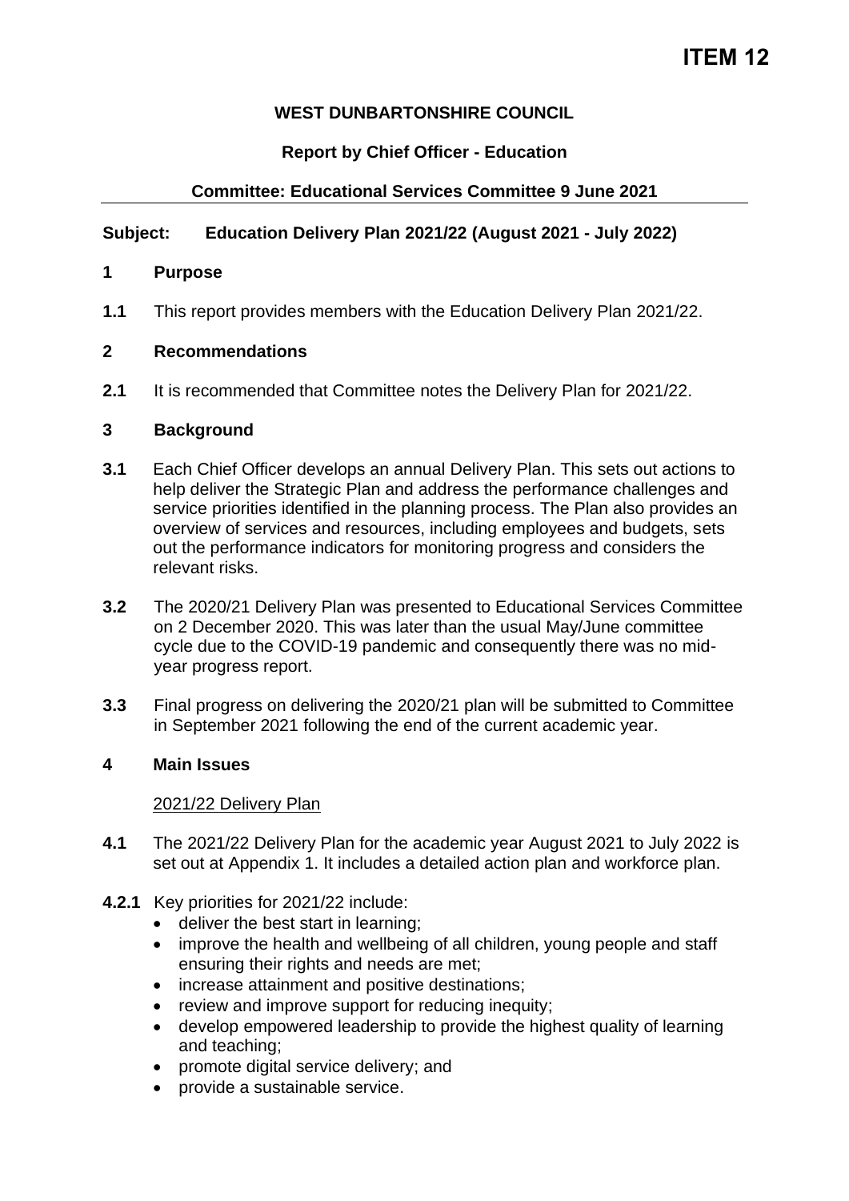# ITEM 12

**WEST DUNBARTONSHIRE COUNCIL**

**Report by Chief Officer - Education**

**Committee: Educational Services Committee 9 June 2021**

---

**Subject: Education Delivery Plan 2021/22 (August 2021 - July 2022)**

## 1 Purpose

**1.1** This report provides members with the Education Delivery Plan 2021/22.

## 2 Recommendations

**2.1** It is recommended that Committee notes the Delivery Plan for 2021/22.

## 3 Background

**3.1** Each Chief Officer develops an annual Delivery Plan. This sets out actions to help deliver the Strategic Plan and address the performance challenges and service priorities identified in the planning process. The Plan also provides an overview of services and resources, including employees and budgets, sets out the performance indicators for monitoring progress and considers the relevant risks.

**3.2** The 2020/21 Delivery Plan was presented to Educational Services Committee on 2 December 2020. This was later than the usual May/June committee cycle due to the COVID-19 pandemic and consequently there was no mid-year progress report.

**3.3** Final progress on delivering the 2020/21 plan will be submitted to Committee in September 2021 following the end of the current academic year.

## 4 Main Issues

2021/22 Delivery Plan

**4.1** The 2021/22 Delivery Plan for the academic year August 2021 to July 2022 is set out at Appendix 1. It includes a detailed action plan and workforce plan.

**4.2.1** Key priorities for 2021/22 include:

- deliver the best start in learning;
- improve the health and wellbeing of all children, young people and staff ensuring their rights and needs are met;
- increase attainment and positive destinations;
- review and improve support for reducing inequity;
- develop empowered leadership to provide the highest quality of learning and teaching;
- promote digital service delivery; and
- provide a sustainable service.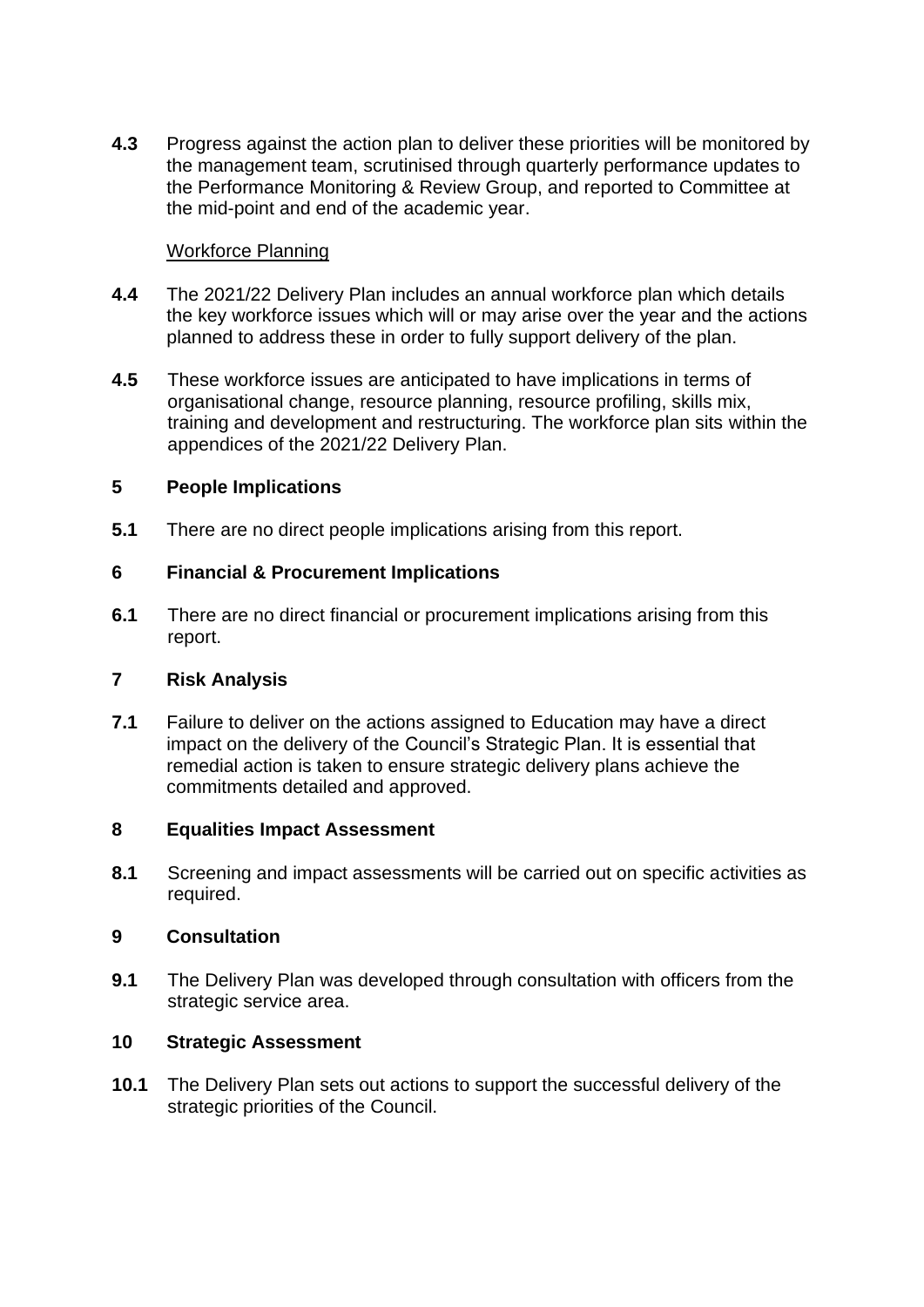**4.3** Progress against the action plan to deliver these priorities will be monitored by the management team, scrutinised through quarterly performance updates to the Performance Monitoring & Review Group, and reported to Committee at the mid-point and end of the academic year.

Workforce Planning

**4.4** The 2021/22 Delivery Plan includes an annual workforce plan which details the key workforce issues which will or may arise over the year and the actions planned to address these in order to fully support delivery of the plan.

**4.5** These workforce issues are anticipated to have implications in terms of organisational change, resource planning, resource profiling, skills mix, training and development and restructuring. The workforce plan sits within the appendices of the 2021/22 Delivery Plan.

## 5 People Implications

**5.1** There are no direct people implications arising from this report.

## 6 Financial & Procurement Implications

**6.1** There are no direct financial or procurement implications arising from this report.

## 7 Risk Analysis

**7.1** Failure to deliver on the actions assigned to Education may have a direct impact on the delivery of the Council's Strategic Plan. It is essential that remedial action is taken to ensure strategic delivery plans achieve the commitments detailed and approved.

## 8 Equalities Impact Assessment

**8.1** Screening and impact assessments will be carried out on specific activities as required.

## 9 Consultation

**9.1** The Delivery Plan was developed through consultation with officers from the strategic service area.

## 10 Strategic Assessment

**10.1** The Delivery Plan sets out actions to support the successful delivery of the strategic priorities of the Council.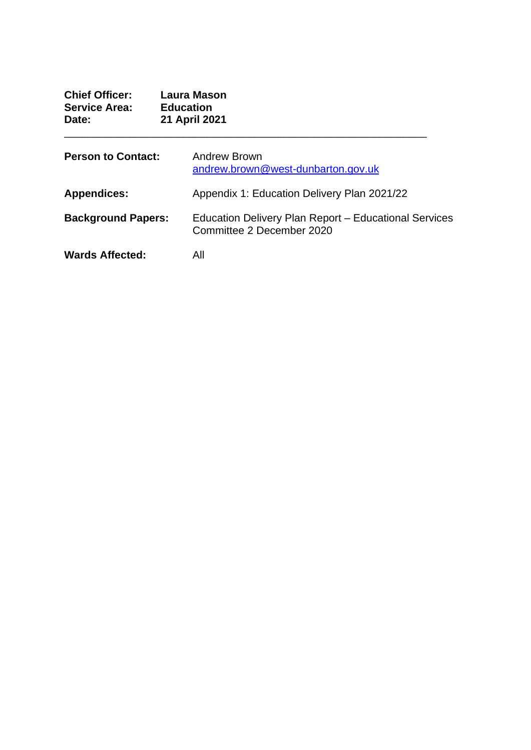**Chief Officer:** **Laura Mason**
**Service Area:** **Education**
**Date:** **21 April 2021**

---

| | |
|---|---|
| **Person to Contact:** | Andrew Brown<br>andrew.brown@west-dunbarton.gov.uk |
| **Appendices:** | Appendix 1: Education Delivery Plan 2021/22 |
| **Background Papers:** | Education Delivery Plan Report – Educational Services Committee 2 December 2020 |
| **Wards Affected:** | All |